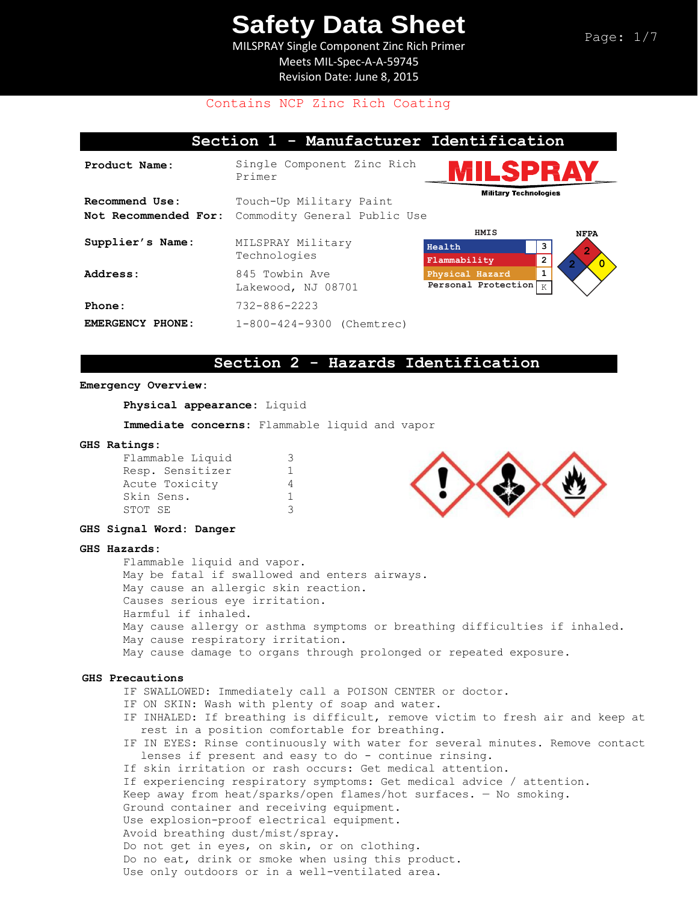# Safety Data Sheet

MILSPRAY Single Component Zinc Rich Primer
Meets MIL-Spec-A-A-59745
Revision Date: June 8, 2015

Contains NCP Zinc Rich Coating

## Section 1 - Manufacturer Identification

**Product Name:** Single Component Zinc Rich Primer

MILSPRAY
Military Technologies

**Recommend Use:** Touch-Up Military Paint
**Not Recommended For:** Commodity General Public Use

**Supplier's Name:** MILSPRAY Military Technologies

**Address:** 845 Towbin Ave
Lakewood, NJ 08701

**Phone:** 732-886-2223

**EMERGENCY PHONE:** 1-800-424-9300 (Chemtrec)

**HMIS**

| Category | Rating |
|---|---|
| Health | 3 |
| Flammability | 2 |
| Physical Hazard | 1 |
| Personal Protection | K |

**NFPA**

| Health | Flammability | Reactivity | Special |
|---|---|---|---|
| 2 | 2 | 0 | |

## Section 2 - Hazards Identification

**Emergency Overview:**

**Physical appearance:** Liquid

**Immediate concerns:** Flammable liquid and vapor

**GHS Ratings:**

| | |
|---|---|
| Flammable Liquid | 3 |
| Resp. Sensitizer | 1 |
| Acute Toxicity | 4 |
| Skin Sens. | 1 |
| STOT SE | 3 |

**GHS Signal Word: Danger**

**GHS Hazards:**

Flammable liquid and vapor.
May be fatal if swallowed and enters airways.
May cause an allergic skin reaction.
Causes serious eye irritation.
Harmful if inhaled.
May cause allergy or asthma symptoms or breathing difficulties if inhaled.
May cause respiratory irritation.
May cause damage to organs through prolonged or repeated exposure.

**GHS Precautions**

IF SWALLOWED: Immediately call a POISON CENTER or doctor.
IF ON SKIN: Wash with plenty of soap and water.
IF INHALED: If breathing is difficult, remove victim to fresh air and keep at rest in a position comfortable for breathing.
IF IN EYES: Rinse continuously with water for several minutes. Remove contact lenses if present and easy to do - continue rinsing.
If skin irritation or rash occurs: Get medical attention.
If experiencing respiratory symptoms: Get medical advice / attention.
Keep away from heat/sparks/open flames/hot surfaces. — No smoking.
Ground container and receiving equipment.
Use explosion-proof electrical equipment.
Avoid breathing dust/mist/spray.
Do not get in eyes, on skin, or on clothing.
Do no eat, drink or smoke when using this product.
Use only outdoors or in a well-ventilated area.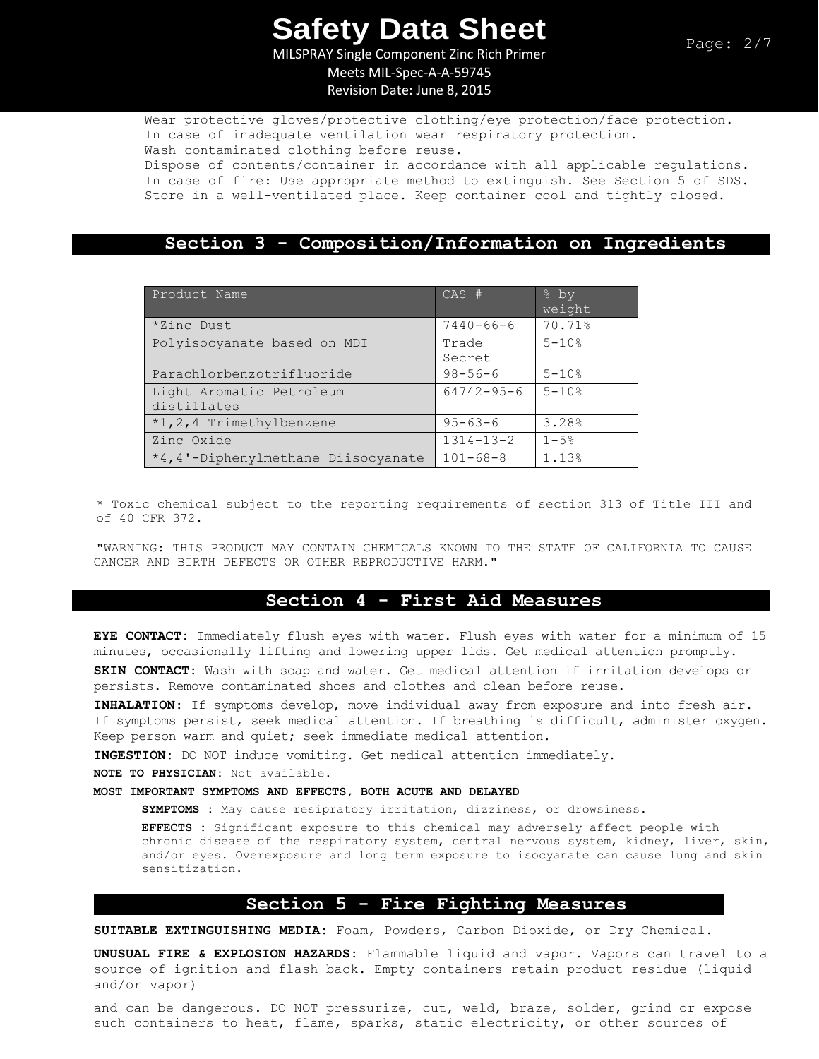Wear protective gloves/protective clothing/eye protection/face protection.
In case of inadequate ventilation wear respiratory protection.
Wash contaminated clothing before reuse.
Dispose of contents/container in accordance with all applicable regulations.
In case of fire: Use appropriate method to extinguish. See Section 5 of SDS.
Store in a well-ventilated place. Keep container cool and tightly closed.

## Section 3 - Composition/Information on Ingredients

| Product Name | CAS # | % by weight |
|---|---|---|
| *Zinc Dust | 7440-66-6 | 70.71% |
| Polyisocyanate based on MDI | Trade Secret | 5-10% |
| Parachlorbenzotrifluoride | 98-56-6 | 5-10% |
| Light Aromatic Petroleum distillates | 64742-95-6 | 5-10% |
| *1,2,4 Trimethylbenzene | 95-63-6 | 3.28% |
| Zinc Oxide | 1314-13-2 | 1-5% |
| *4,4'-Diphenylmethane Diisocyanate | 101-68-8 | 1.13% |

* Toxic chemical subject to the reporting requirements of section 313 of Title III and of 40 CFR 372.

"WARNING: THIS PRODUCT MAY CONTAIN CHEMICALS KNOWN TO THE STATE OF CALIFORNIA TO CAUSE CANCER AND BIRTH DEFECTS OR OTHER REPRODUCTIVE HARM."

## Section 4 - First Aid Measures

**EYE CONTACT:** Immediately flush eyes with water. Flush eyes with water for a minimum of 15 minutes, occasionally lifting and lowering upper lids. Get medical attention promptly.

**SKIN CONTACT:** Wash with soap and water. Get medical attention if irritation develops or persists. Remove contaminated shoes and clothes and clean before reuse.

**INHALATION:** If symptoms develop, move individual away from exposure and into fresh air. If symptoms persist, seek medical attention. If breathing is difficult, administer oxygen. Keep person warm and quiet; seek immediate medical attention.

**INGESTION:** DO NOT induce vomiting. Get medical attention immediately.

**NOTE TO PHYSICIAN:** Not available.

**MOST IMPORTANT SYMPTOMS AND EFFECTS, BOTH ACUTE AND DELAYED**

**SYMPTOMS :** May cause resipratory irritation, dizziness, or drowsiness.

**EFFECTS :** Significant exposure to this chemical may adversely affect people with chronic disease of the respiratory system, central nervous system, kidney, liver, skin, and/or eyes. Overexposure and long term exposure to isocyanate can cause lung and skin sensitization.

## Section 5 - Fire Fighting Measures

**SUITABLE EXTINGUISHING MEDIA:** Foam, Powders, Carbon Dioxide, or Dry Chemical.

**UNUSUAL FIRE & EXPLOSION HAZARDS:** Flammable liquid and vapor. Vapors can travel to a source of ignition and flash back. Empty containers retain product residue (liquid and/or vapor)

and can be dangerous. DO NOT pressurize, cut, weld, braze, solder, grind or expose such containers to heat, flame, sparks, static electricity, or other sources of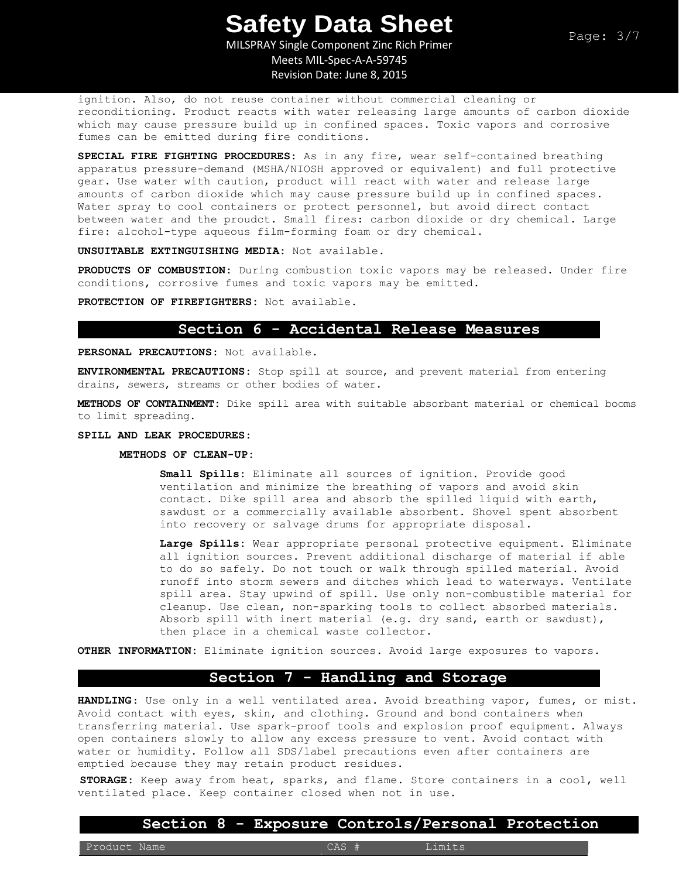ignition. Also, do not reuse container without commercial cleaning or reconditioning. Product reacts with water releasing large amounts of carbon dioxide which may cause pressure build up in confined spaces. Toxic vapors and corrosive fumes can be emitted during fire conditions.

**SPECIAL FIRE FIGHTING PROCEDURES:** As in any fire, wear self-contained breathing apparatus pressure-demand (MSHA/NIOSH approved or equivalent) and full protective gear. Use water with caution, product will react with water and release large amounts of carbon dioxide which may cause pressure build up in confined spaces. Water spray to cool containers or protect personnel, but avoid direct contact between water and the proudct. Small fires: carbon dioxide or dry chemical. Large fire: alcohol-type aqueous film-forming foam or dry chemical.

**UNSUITABLE EXTINGUISHING MEDIA:** Not available.

**PRODUCTS OF COMBUSTION:** During combustion toxic vapors may be released. Under fire conditions, corrosive fumes and toxic vapors may be emitted.

**PROTECTION OF FIREFIGHTERS:** Not available.

## Section 6 - Accidental Release Measures

**PERSONAL PRECAUTIONS:** Not available.

**ENVIRONMENTAL PRECAUTIONS:** Stop spill at source, and prevent material from entering drains, sewers, streams or other bodies of water.

**METHODS OF CONTAINMENT:** Dike spill area with suitable absorbant material or chemical booms to limit spreading.

**SPILL AND LEAK PROCEDURES:**

**METHODS OF CLEAN-UP:**

**Small Spills:** Eliminate all sources of ignition. Provide good ventilation and minimize the breathing of vapors and avoid skin contact. Dike spill area and absorb the spilled liquid with earth, sawdust or a commercially available absorbent. Shovel spent absorbent into recovery or salvage drums for appropriate disposal.

**Large Spills:** Wear appropriate personal protective equipment. Eliminate all ignition sources. Prevent additional discharge of material if able to do so safely. Do not touch or walk through spilled material. Avoid runoff into storm sewers and ditches which lead to waterways. Ventilate spill area. Stay upwind of spill. Use only non-combustible material for cleanup. Use clean, non-sparking tools to collect absorbed materials. Absorb spill with inert material (e.g. dry sand, earth or sawdust), then place in a chemical waste collector.

**OTHER INFORMATION:** Eliminate ignition sources. Avoid large exposures to vapors.

## Section 7 - Handling and Storage

**HANDLING:** Use only in a well ventilated area. Avoid breathing vapor, fumes, or mist. Avoid contact with eyes, skin, and clothing. Ground and bond containers when transferring material. Use spark-proof tools and explosion proof equipment. Always open containers slowly to allow any excess pressure to vent. Avoid contact with water or humidity. Follow all SDS/label precautions even after containers are emptied because they may retain product residues.

**STORAGE:** Keep away from heat, sparks, and flame. Store containers in a cool, well ventilated place. Keep container closed when not in use.

## Section 8 - Exposure Controls/Personal Protection

| Product Name | CAS # | Limits |
|---|---|---|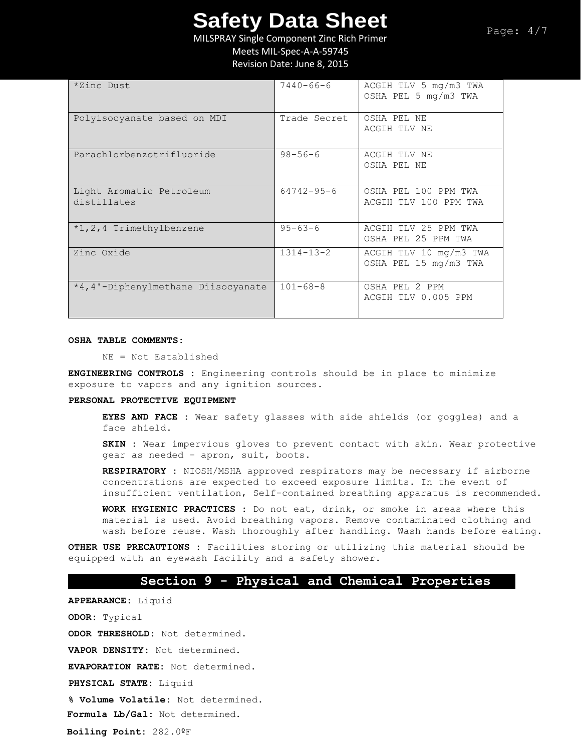| | | |
|---|---|---|
| *Zinc Dust | 7440-66-6 | ACGIH TLV 5 mg/m3 TWA<br>OSHA PEL 5 mg/m3 TWA |
| Polyisocyanate based on MDI | Trade Secret | OSHA PEL NE<br>ACGIH TLV NE |
| Parachlorbenzotrifluoride | 98-56-6 | ACGIH TLV NE<br>OSHA PEL NE |
| Light Aromatic Petroleum distillates | 64742-95-6 | OSHA PEL 100 PPM TWA<br>ACGIH TLV 100 PPM TWA |
| *1,2,4 Trimethylbenzene | 95-63-6 | ACGIH TLV 25 PPM TWA<br>OSHA PEL 25 PPM TWA |
| Zinc Oxide | 1314-13-2 | ACGIH TLV 10 mg/m3 TWA<br>OSHA PEL 15 mg/m3 TWA |
| *4,4'-Diphenylmethane Diisocyanate | 101-68-8 | OSHA PEL 2 PPM<br>ACGIH TLV 0.005 PPM |

**OSHA TABLE COMMENTS:**

NE = Not Established

**ENGINEERING CONTROLS :** Engineering controls should be in place to minimize exposure to vapors and any ignition sources.

**PERSONAL PROTECTIVE EQUIPMENT**

**EYES AND FACE :** Wear safety glasses with side shields (or goggles) and a face shield.

**SKIN :** Wear impervious gloves to prevent contact with skin. Wear protective gear as needed - apron, suit, boots.

**RESPIRATORY :** NIOSH/MSHA approved respirators may be necessary if airborne concentrations are expected to exceed exposure limits. In the event of insufficient ventilation, Self-contained breathing apparatus is recommended.

**WORK HYGIENIC PRACTICES :** Do not eat, drink, or smoke in areas where this material is used. Avoid breathing vapors. Remove contaminated clothing and wash before reuse. Wash thoroughly after handling. Wash hands before eating.

**OTHER USE PRECAUTIONS :** Facilities storing or utilizing this material should be equipped with an eyewash facility and a safety shower.

## Section 9 - Physical and Chemical Properties

**APPEARANCE:** Liquid

**ODOR:** Typical

**ODOR THRESHOLD:** Not determined.

**VAPOR DENSITY:** Not determined.

**EVAPORATION RATE:** Not determined.

**PHYSICAL STATE:** Liquid

**% Volume Volatile:** Not determined.

**Formula Lb/Gal:** Not determined.

**Boiling Point:** 282.0ºF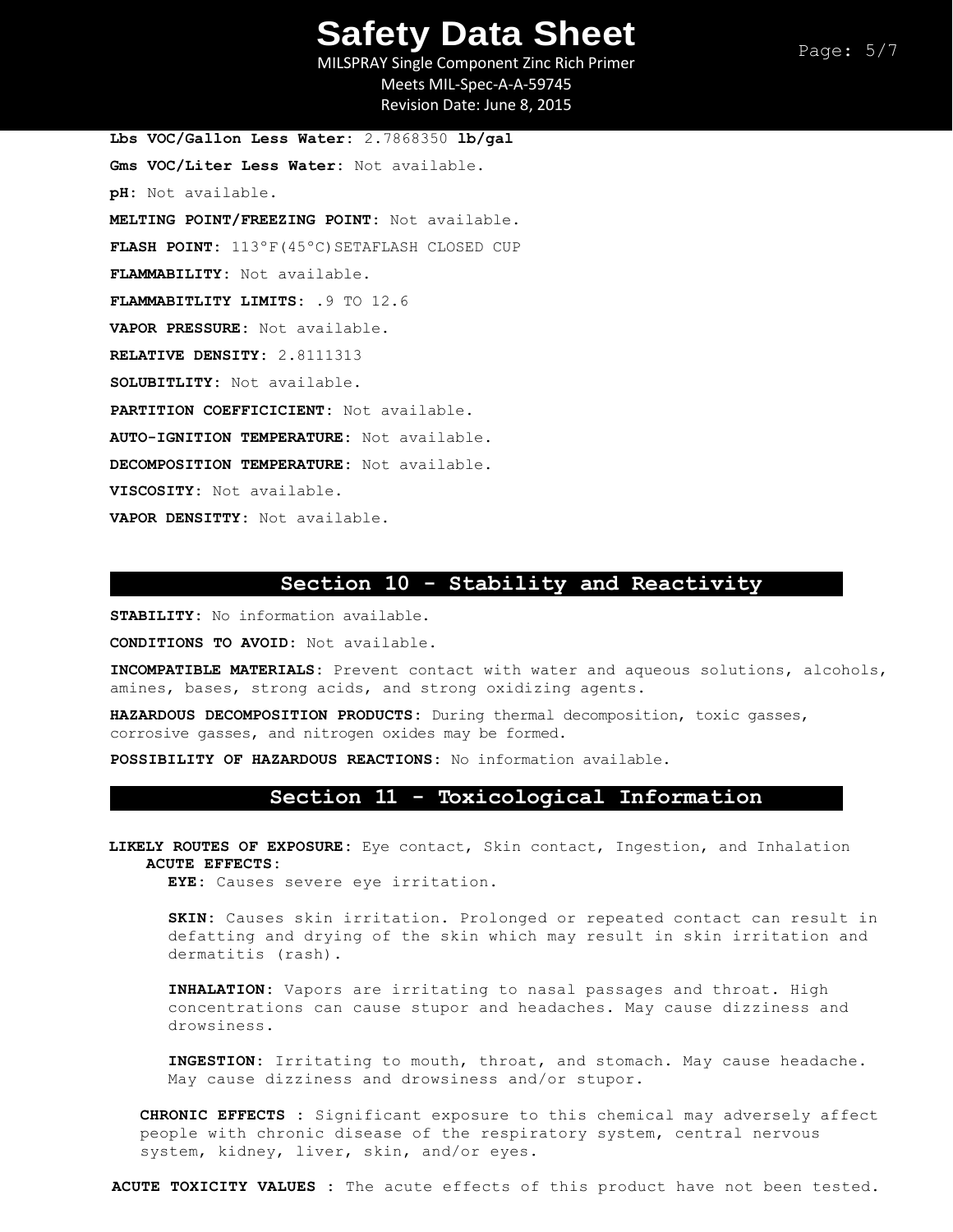**Lbs VOC/Gallon Less Water:** 2.7868350 **lb/gal**

**Gms VOC/Liter Less Water:** Not available.

**pH:** Not available.

**MELTING POINT/FREEZING POINT:** Not available.

**FLASH POINT:** 113°F(45°C)SETAFLASH CLOSED CUP

**FLAMMABILITY:** Not available.

**FLAMMABITLITY LIMITS:** .9 TO 12.6

**VAPOR PRESSURE:** Not available.

**RELATIVE DENSITY:** 2.8111313

**SOLUBITLITY:** Not available.

**PARTITION COEFFICICIENT:** Not available.

**AUTO-IGNITION TEMPERATURE:** Not available.

**DECOMPOSITION TEMPERATURE:** Not available.

**VISCOSITY:** Not available.

**VAPOR DENSITTY:** Not available.

## Section 10 - Stability and Reactivity

**STABILITY:** No information available.

**CONDITIONS TO AVOID:** Not available.

**INCOMPATIBLE MATERIALS:** Prevent contact with water and aqueous solutions, alcohols, amines, bases, strong acids, and strong oxidizing agents.

**HAZARDOUS DECOMPOSITION PRODUCTS:** During thermal decomposition, toxic gasses, corrosive gasses, and nitrogen oxides may be formed.

**POSSIBILITY OF HAZARDOUS REACTIONS:** No information available.

## Section 11 - Toxicological Information

**LIKELY ROUTES OF EXPOSURE:** Eye contact, Skin contact, Ingestion, and Inhalation

**ACUTE EFFECTS:**

**EYE:** Causes severe eye irritation.

**SKIN:** Causes skin irritation. Prolonged or repeated contact can result in defatting and drying of the skin which may result in skin irritation and dermatitis (rash).

**INHALATION:** Vapors are irritating to nasal passages and throat. High concentrations can cause stupor and headaches. May cause dizziness and drowsiness.

**INGESTION:** Irritating to mouth, throat, and stomach. May cause headache. May cause dizziness and drowsiness and/or stupor.

**CHRONIC EFFECTS :** Significant exposure to this chemical may adversely affect people with chronic disease of the respiratory system, central nervous system, kidney, liver, skin, and/or eyes.

**ACUTE TOXICITY VALUES :** The acute effects of this product have not been tested.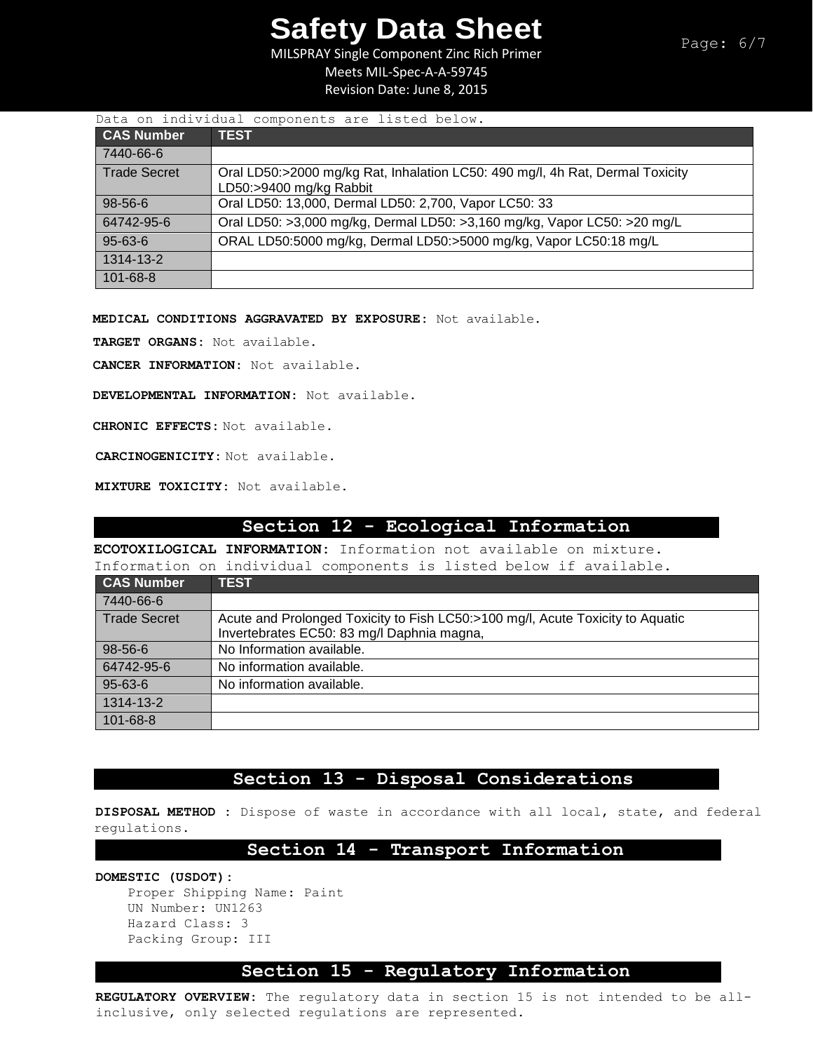Data on individual components are listed below.

| CAS Number | TEST |
| --- | --- |
| 7440-66-6 | |
| Trade Secret | Oral LD50:>2000 mg/kg Rat, Inhalation LC50: 490 mg/l, 4h Rat, Dermal Toxicity LD50:>9400 mg/kg Rabbit |
| 98-56-6 | Oral LD50: 13,000, Dermal LD50: 2,700, Vapor LC50: 33 |
| 64742-95-6 | Oral LD50: >3,000 mg/kg, Dermal LD50: >3,160 mg/kg, Vapor LC50: >20 mg/L |
| 95-63-6 | ORAL LD50:5000 mg/kg, Dermal LD50:>5000 mg/kg, Vapor LC50:18 mg/L |
| 1314-13-2 | |
| 101-68-8 | |

**MEDICAL CONDITIONS AGGRAVATED BY EXPOSURE:** Not available.

**TARGET ORGANS:** Not available.

**CANCER INFORMATION:** Not available.

**DEVELOPMENTAL INFORMATION:** Not available.

**CHRONIC EFFECTS:** Not available.

**CARCINOGENICITY:** Not available.

**MIXTURE TOXICITY:** Not available.

## Section 12 - Ecological Information

**ECOTOXILOGICAL INFORMATION:** Information not available on mixture. Information on individual components is listed below if available.

| CAS Number | TEST |
| --- | --- |
| 7440-66-6 | |
| Trade Secret | Acute and Prolonged Toxicity to Fish LC50:>100 mg/l, Acute Toxicity to Aquatic Invertebrates EC50: 83 mg/l Daphnia magna, |
| 98-56-6 | No Information available. |
| 64742-95-6 | No information available. |
| 95-63-6 | No information available. |
| 1314-13-2 | |
| 101-68-8 | |

## Section 13 - Disposal Considerations

**DISPOSAL METHOD :** Dispose of waste in accordance with all local, state, and federal regulations.

## Section 14 - Transport Information

**DOMESTIC (USDOT):**

Proper Shipping Name: Paint
UN Number: UN1263
Hazard Class: 3
Packing Group: III

## Section 15 - Regulatory Information

**REGULATORY OVERVIEW:** The regulatory data in section 15 is not intended to be all-inclusive, only selected regulations are represented.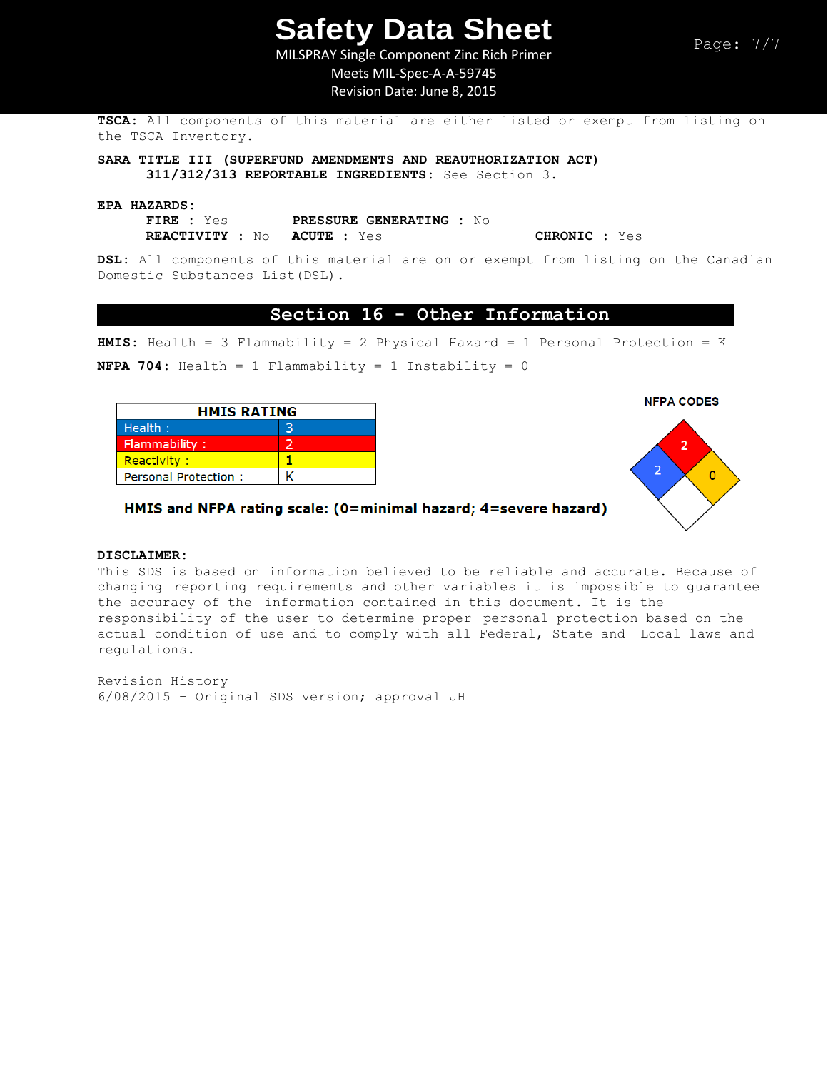**TSCA:** All components of this material are either listed or exempt from listing on the TSCA Inventory.

**SARA TITLE III (SUPERFUND AMENDMENTS AND REAUTHORIZATION ACT)**
**311/312/313 REPORTABLE INGREDIENTS:** See Section 3.

**EPA HAZARDS:**
**FIRE** : Yes **PRESSURE GENERATING** : No
**REACTIVITY** : No **ACUTE** : Yes **CHRONIC** : Yes

**DSL:** All components of this material are on or exempt from listing on the Canadian Domestic Substances List(DSL).

## Section 16 - Other Information

**HMIS:** Health = 3 Flammability = 2 Physical Hazard = 1 Personal Protection = K

**NFPA 704:** Health = 1 Flammability = 1 Instability = 0

| HMIS RATING | |
|---|---|
| Health : | 3 |
| Flammability : | 2 |
| Reactivity : | 1 |
| Personal Protection : | K |

NFPA CODES

2
2
0

**HMIS and NFPA rating scale: (0=minimal hazard; 4=severe hazard)**

**DISCLAIMER:**
This SDS is based on information believed to be reliable and accurate. Because of changing reporting requirements and other variables it is impossible to guarantee the accuracy of the information contained in this document. It is the responsibility of the user to determine proper personal protection based on the actual condition of use and to comply with all Federal, State and Local laws and regulations.

Revision History
6/08/2015 – Original SDS version; approval JH